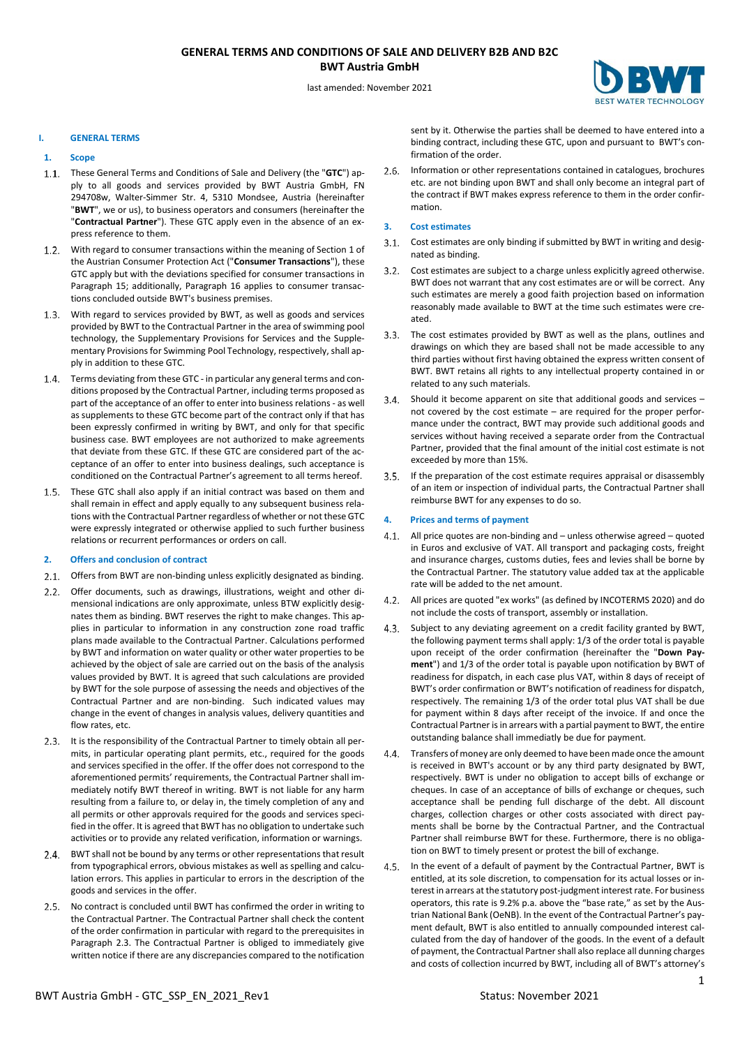# GENERAL TERMS AND CONDITIONS OF SALE AND DELIVERY B2B AND B2C

**BWT Austria GmbH**

last amended: November 2021

## I. GENERAL TERMS

### 1. Scope

1.1. These General Terms and Conditions of Sale and Delivery (the "**GTC**") apply to all goods and services provided by BWT Austria GmbH, FN 294708w, Walter-Simmer Str. 4, 5310 Mondsee, Austria (hereinafter "**BWT**", we or us), to business operators and consumers (hereinafter the "**Contractual Partner**"). These GTC apply even in the absence of an express reference to them.

1.2. With regard to consumer transactions within the meaning of Section 1 of the Austrian Consumer Protection Act ("**Consumer Transactions**"), these GTC apply but with the deviations specified for consumer transactions in Paragraph 15; additionally, Paragraph 16 applies to consumer transactions concluded outside BWT's business premises.

1.3. With regard to services provided by BWT, as well as goods and services provided by BWT to the Contractual Partner in the area of swimming pool technology, the Supplementary Provisions for Services and the Supplementary Provisions for Swimming Pool Technology, respectively, shall apply in addition to these GTC.

1.4. Terms deviating from these GTC - in particular any general terms and conditions proposed by the Contractual Partner, including terms proposed as part of the acceptance of an offer to enter into business relations - as well as supplements to these GTC become part of the contract only if that has been expressly confirmed in writing by BWT, and only for that specific business case. BWT employees are not authorized to make agreements that deviate from these GTC. If these GTC are considered part of the acceptance of an offer to enter into business dealings, such acceptance is conditioned on the Contractual Partner's agreement to all terms hereof.

1.5. These GTC shall also apply if an initial contract was based on them and shall remain in effect and apply equally to any subsequent business relations with the Contractual Partner regardless of whether or not these GTC were expressly integrated or otherwise applied to such further business relations or recurrent performances or orders on call.

### 2. Offers and conclusion of contract

2.1. Offers from BWT are non-binding unless explicitly designated as binding.

2.2. Offer documents, such as drawings, illustrations, weight and other dimensional indications are only approximate, unless BTW explicitly designates them as binding. BWT reserves the right to make changes. This applies in particular to information in any construction zone road traffic plans made available to the Contractual Partner. Calculations performed by BWT and information on water quality or other water properties to be achieved by the object of sale are carried out on the basis of the analysis values provided by BWT. It is agreed that such calculations are provided by BWT for the sole purpose of assessing the needs and objectives of the Contractual Partner and are non-binding. Such indicated values may change in the event of changes in analysis values, delivery quantities and flow rates, etc.

2.3. It is the responsibility of the Contractual Partner to timely obtain all permits, in particular operating plant permits, etc., required for the goods and services specified in the offer. If the offer does not correspond to the aforementioned permits' requirements, the Contractual Partner shall immediately notify BWT thereof in writing. BWT is not liable for any harm resulting from a failure to, or delay in, the timely completion of any and all permits or other approvals required for the goods and services specified in the offer. It is agreed that BWT has no obligation to undertake such activities or to provide any related verification, information or warnings.

2.4. BWT shall not be bound by any terms or other representations that result from typographical errors, obvious mistakes as well as spelling and calculation errors. This applies in particular to errors in the description of the goods and services in the offer.

2.5. No contract is concluded until BWT has confirmed the order in writing to the Contractual Partner. The Contractual Partner shall check the content of the order confirmation in particular with regard to the prerequisites in Paragraph 2.3. The Contractual Partner is obliged to immediately give written notice if there are any discrepancies compared to the notification sent by it. Otherwise the parties shall be deemed to have entered into a binding contract, including these GTC, upon and pursuant to BWT's confirmation of the order.

2.6. Information or other representations contained in catalogues, brochures etc. are not binding upon BWT and shall only become an integral part of the contract if BWT makes express reference to them in the order confirmation.

### 3. Cost estimates

3.1. Cost estimates are only binding if submitted by BWT in writing and designated as binding.

3.2. Cost estimates are subject to a charge unless explicitly agreed otherwise. BWT does not warrant that any cost estimates are or will be correct. Any such estimates are merely a good faith projection based on information reasonably made available to BWT at the time such estimates were created.

3.3. The cost estimates provided by BWT as well as the plans, outlines and drawings on which they are based shall not be made accessible to any third parties without first having obtained the express written consent of BWT. BWT retains all rights to any intellectual property contained in or related to any such materials.

3.4. Should it become apparent on site that additional goods and services – not covered by the cost estimate – are required for the proper performance under the contract, BWT may provide such additional goods and services without having received a separate order from the Contractual Partner, provided that the final amount of the initial cost estimate is not exceeded by more than 15%.

3.5. If the preparation of the cost estimate requires appraisal or disassembly of an item or inspection of individual parts, the Contractual Partner shall reimburse BWT for any expenses to do so.

### 4. Prices and terms of payment

4.1. All price quotes are non-binding and – unless otherwise agreed – quoted in Euros and exclusive of VAT. All transport and packaging costs, freight and insurance charges, customs duties, fees and levies shall be borne by the Contractual Partner. The statutory value added tax at the applicable rate will be added to the net amount.

4.2. All prices are quoted "ex works" (as defined by INCOTERMS 2020) and do not include the costs of transport, assembly or installation.

4.3. Subject to any deviating agreement on a credit facility granted by BWT, the following payment terms shall apply: 1/3 of the order total is payable upon receipt of the order confirmation (hereinafter the "**Down Payment**") and 1/3 of the order total is payable upon notification by BWT of readiness for dispatch, in each case plus VAT, within 8 days of receipt of BWT's order confirmation or BWT's notification of readiness for dispatch, respectively. The remaining 1/3 of the order total plus VAT shall be due for payment within 8 days after receipt of the invoice. If and once the Contractual Partner is in arrears with a partial payment to BWT, the entire outstanding balance shall immediately be due for payment.

4.4. Transfers of money are only deemed to have been made once the amount is received in BWT's account or by any third party designated by BWT, respectively. BWT is under no obligation to accept bills of exchange or cheques. In case of an acceptance of bills of exchange or cheques, such acceptance shall be pending full discharge of the debt. All discount charges, collection charges or other costs associated with direct payments shall be borne by the Contractual Partner, and the Contractual Partner shall reimburse BWT for these. Furthermore, there is no obligation on BWT to timely present or protest the bill of exchange.

4.5. In the event of a default of payment by the Contractual Partner, BWT is entitled, at its sole discretion, to compensation for its actual losses or interest in arrears at the statutory post-judgment interest rate. For business operators, this rate is 9.2% p.a. above the "base rate," as set by the Austrian National Bank (OeNB). In the event of the Contractual Partner's payment default, BWT is also entitled to annually compounded interest calculated from the day of handover of the goods. In the event of a default of payment, the Contractual Partner shall also replace all dunning charges and costs of collection incurred by BWT, including all of BWT's attorney's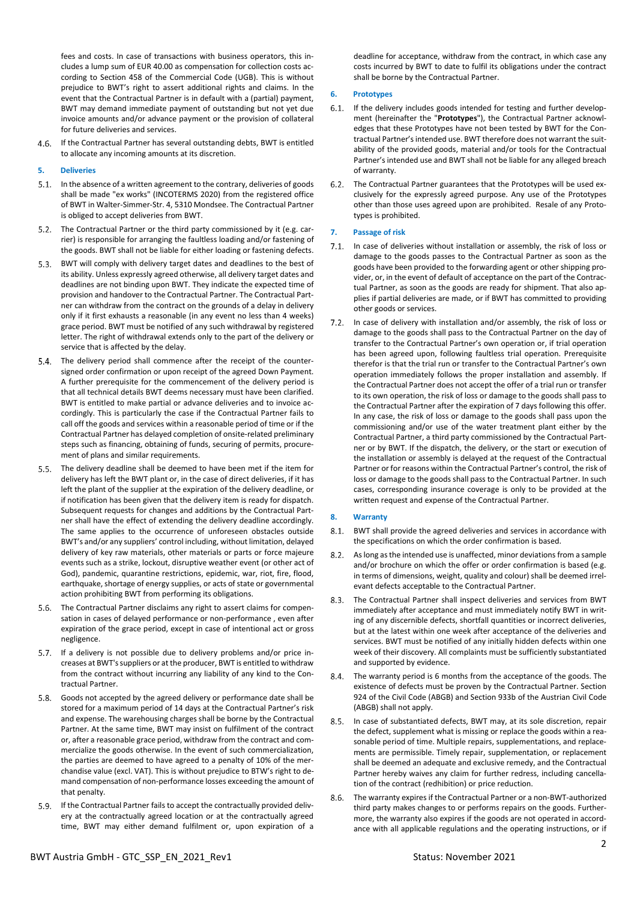fees and costs. In case of transactions with business operators, this includes a lump sum of EUR 40.00 as compensation for collection costs according to Section 458 of the Commercial Code (UGB). This is without prejudice to BWT's right to assert additional rights and claims. In the event that the Contractual Partner is in default with a (partial) payment, BWT may demand immediate payment of outstanding but not yet due invoice amounts and/or advance payment or the provision of collateral for future deliveries and services.

4.6. If the Contractual Partner has several outstanding debts, BWT is entitled to allocate any incoming amounts at its discretion.

## 5. Deliveries

5.1. In the absence of a written agreement to the contrary, deliveries of goods shall be made "ex works" (INCOTERMS 2020) from the registered office of BWT in Walter-Simmer-Str. 4, 5310 Mondsee. The Contractual Partner is obliged to accept deliveries from BWT.

5.2. The Contractual Partner or the third party commissioned by it (e.g. carrier) is responsible for arranging the faultless loading and/or fastening of the goods. BWT shall not be liable for either loading or fastening defects.

5.3. BWT will comply with delivery target dates and deadlines to the best of its ability. Unless expressly agreed otherwise, all delivery target dates and deadlines are not binding upon BWT. They indicate the expected time of provision and handover to the Contractual Partner. The Contractual Partner can withdraw from the contract on the grounds of a delay in delivery only if it first exhausts a reasonable (in any event no less than 4 weeks) grace period. BWT must be notified of any such withdrawal by registered letter. The right of withdrawal extends only to the part of the delivery or service that is affected by the delay.

5.4. The delivery period shall commence after the receipt of the countersigned order confirmation or upon receipt of the agreed Down Payment. A further prerequisite for the commencement of the delivery period is that all technical details BWT deems necessary must have been clarified. BWT is entitled to make partial or advance deliveries and to invoice accordingly. This is particularly the case if the Contractual Partner fails to call off the goods and services within a reasonable period of time or if the Contractual Partner has delayed completion of onsite-related preliminary steps such as financing, obtaining of funds, securing of permits, procurement of plans and similar requirements.

5.5. The delivery deadline shall be deemed to have been met if the item for delivery has left the BWT plant or, in the case of direct deliveries, if it has left the plant of the supplier at the expiration of the delivery deadline, or if notification has been given that the delivery item is ready for dispatch. Subsequent requests for changes and additions by the Contractual Partner shall have the effect of extending the delivery deadline accordingly. The same applies to the occurrence of unforeseen obstacles outside BWT's and/or any suppliers' control including, without limitation, delayed delivery of key raw materials, other materials or parts or force majeure events such as a strike, lockout, disruptive weather event (or other act of God), pandemic, quarantine restrictions, epidemic, war, riot, fire, flood, earthquake, shortage of energy supplies, or acts of state or governmental action prohibiting BWT from performing its obligations.

5.6. The Contractual Partner disclaims any right to assert claims for compensation in cases of delayed performance or non-performance , even after expiration of the grace period, except in case of intentional act or gross negligence.

5.7. If a delivery is not possible due to delivery problems and/or price increases at BWT's suppliers or at the producer, BWT is entitled to withdraw from the contract without incurring any liability of any kind to the Contractual Partner.

5.8. Goods not accepted by the agreed delivery or performance date shall be stored for a maximum period of 14 days at the Contractual Partner's risk and expense. The warehousing charges shall be borne by the Contractual Partner. At the same time, BWT may insist on fulfilment of the contract or, after a reasonable grace period, withdraw from the contract and commercialize the goods otherwise. In the event of such commercialization, the parties are deemed to have agreed to a penalty of 10% of the merchandise value (excl. VAT). This is without prejudice to BTW's right to demand compensation of non-performance losses exceeding the amount of that penalty.

5.9. If the Contractual Partner fails to accept the contractually provided delivery at the contractually agreed location or at the contractually agreed time, BWT may either demand fulfilment or, upon expiration of a deadline for acceptance, withdraw from the contract, in which case any costs incurred by BWT to date to fulfil its obligations under the contract shall be borne by the Contractual Partner.

## 6. Prototypes

6.1. If the delivery includes goods intended for testing and further development (hereinafter the "**Prototypes**"), the Contractual Partner acknowledges that these Prototypes have not been tested by BWT for the Contractual Partner's intended use. BWT therefore does not warrant the suitability of the provided goods, material and/or tools for the Contractual Partner's intended use and BWT shall not be liable for any alleged breach of warranty.

6.2. The Contractual Partner guarantees that the Prototypes will be used exclusively for the expressly agreed purpose. Any use of the Prototypes other than those uses agreed upon are prohibited. Resale of any Prototypes is prohibited.

## 7. Passage of risk

7.1. In case of deliveries without installation or assembly, the risk of loss or damage to the goods passes to the Contractual Partner as soon as the goods have been provided to the forwarding agent or other shipping provider, or, in the event of default of acceptance on the part of the Contractual Partner, as soon as the goods are ready for shipment. That also applies if partial deliveries are made, or if BWT has committed to providing other goods or services.

7.2. In case of delivery with installation and/or assembly, the risk of loss or damage to the goods shall pass to the Contractual Partner on the day of transfer to the Contractual Partner's own operation or, if trial operation has been agreed upon, following faultless trial operation. Prerequisite therefor is that the trial run or transfer to the Contractual Partner's own operation immediately follows the proper installation and assembly. If the Contractual Partner does not accept the offer of a trial run or transfer to its own operation, the risk of loss or damage to the goods shall pass to the Contractual Partner after the expiration of 7 days following this offer. In any case, the risk of loss or damage to the goods shall pass upon the commissioning and/or use of the water treatment plant either by the Contractual Partner, a third party commissioned by the Contractual Partner or by BWT. If the dispatch, the delivery, or the start or execution of the installation or assembly is delayed at the request of the Contractual Partner or for reasons within the Contractual Partner's control, the risk of loss or damage to the goods shall pass to the Contractual Partner. In such cases, corresponding insurance coverage is only to be provided at the written request and expense of the Contractual Partner.

## 8. Warranty

8.1. BWT shall provide the agreed deliveries and services in accordance with the specifications on which the order confirmation is based.

8.2. As long as the intended use is unaffected, minor deviations from a sample and/or brochure on which the offer or order confirmation is based (e.g. in terms of dimensions, weight, quality and colour) shall be deemed irrelevant defects acceptable to the Contractual Partner.

8.3. The Contractual Partner shall inspect deliveries and services from BWT immediately after acceptance and must immediately notify BWT in writing of any discernible defects, shortfall quantities or incorrect deliveries, but at the latest within one week after acceptance of the deliveries and services. BWT must be notified of any initially hidden defects within one week of their discovery. All complaints must be sufficiently substantiated and supported by evidence.

8.4. The warranty period is 6 months from the acceptance of the goods. The existence of defects must be proven by the Contractual Partner. Section 924 of the Civil Code (ABGB) and Section 933b of the Austrian Civil Code (ABGB) shall not apply.

8.5. In case of substantiated defects, BWT may, at its sole discretion, repair the defect, supplement what is missing or replace the goods within a reasonable period of time. Multiple repairs, supplementations, and replacements are permissible. Timely repair, supplementation, or replacement shall be deemed an adequate and exclusive remedy, and the Contractual Partner hereby waives any claim for further redress, including cancellation of the contract (redhibition) or price reduction.

8.6. The warranty expires if the Contractual Partner or a non-BWT-authorized third party makes changes to or performs repairs on the goods. Furthermore, the warranty also expires if the goods are not operated in accordance with all applicable regulations and the operating instructions, or if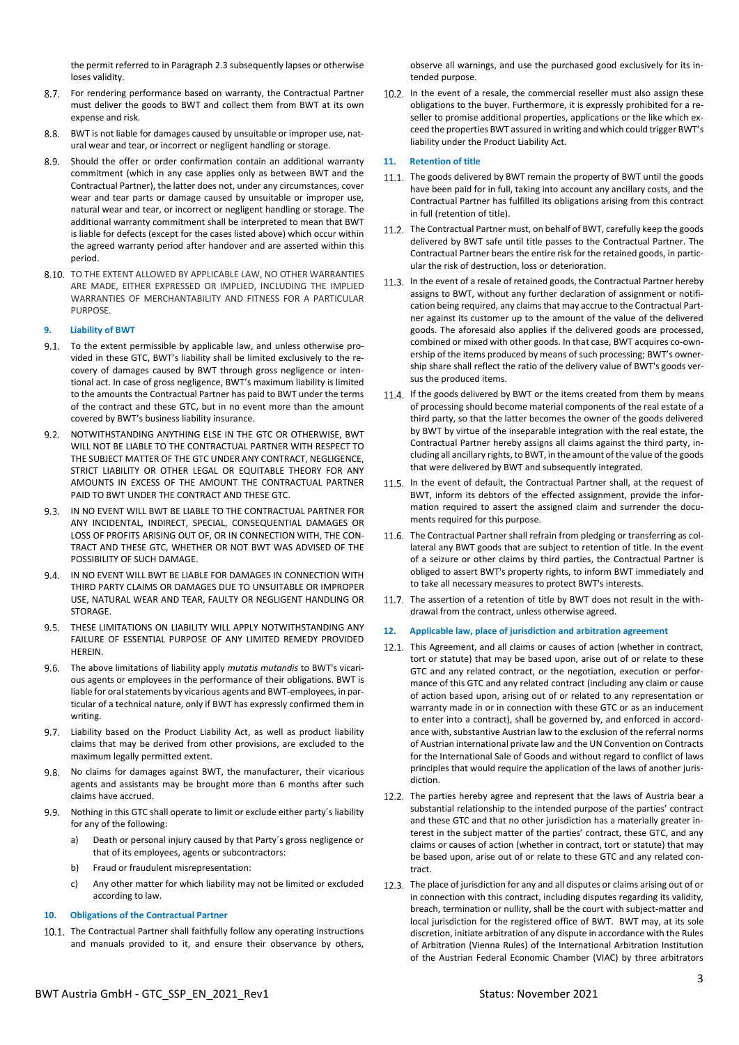the permit referred to in Paragraph 2.3 subsequently lapses or otherwise loses validity.

8.7. For rendering performance based on warranty, the Contractual Partner must deliver the goods to BWT and collect them from BWT at its own expense and risk.

8.8. BWT is not liable for damages caused by unsuitable or improper use, natural wear and tear, or incorrect or negligent handling or storage.

8.9. Should the offer or order confirmation contain an additional warranty commitment (which in any case applies only as between BWT and the Contractual Partner), the latter does not, under any circumstances, cover wear and tear parts or damage caused by unsuitable or improper use, natural wear and tear, or incorrect or negligent handling or storage. The additional warranty commitment shall be interpreted to mean that BWT is liable for defects (except for the cases listed above) which occur within the agreed warranty period after handover and are asserted within this period.

8.10. TO THE EXTENT ALLOWED BY APPLICABLE LAW, NO OTHER WARRANTIES ARE MADE, EITHER EXPRESSED OR IMPLIED, INCLUDING THE IMPLIED WARRANTIES OF MERCHANTABILITY AND FITNESS FOR A PARTICULAR PURPOSE.

## 9. Liability of BWT

9.1. To the extent permissible by applicable law, and unless otherwise provided in these GTC, BWT's liability shall be limited exclusively to the recovery of damages caused by BWT through gross negligence or intentional act. In case of gross negligence, BWT's maximum liability is limited to the amounts the Contractual Partner has paid to BWT under the terms of the contract and these GTC, but in no event more than the amount covered by BWT's business liability insurance.

9.2. NOTWITHSTANDING ANYTHING ELSE IN THE GTC OR OTHERWISE, BWT WILL NOT BE LIABLE TO THE CONTRACTUAL PARTNER WITH RESPECT TO THE SUBJECT MATTER OF THE GTC UNDER ANY CONTRACT, NEGLIGENCE, STRICT LIABILITY OR OTHER LEGAL OR EQUITABLE THEORY FOR ANY AMOUNTS IN EXCESS OF THE AMOUNT THE CONTRACTUAL PARTNER PAID TO BWT UNDER THE CONTRACT AND THESE GTC.

9.3. IN NO EVENT WILL BWT BE LIABLE TO THE CONTRACTUAL PARTNER FOR ANY INCIDENTAL, INDIRECT, SPECIAL, CONSEQUENTIAL DAMAGES OR LOSS OF PROFITS ARISING OUT OF, OR IN CONNECTION WITH, THE CONTRACT AND THESE GTC, WHETHER OR NOT BWT WAS ADVISED OF THE POSSIBILITY OF SUCH DAMAGE.

9.4. IN NO EVENT WILL BWT BE LIABLE FOR DAMAGES IN CONNECTION WITH THIRD PARTY CLAIMS OR DAMAGES DUE TO UNSUITABLE OR IMPROPER USE, NATURAL WEAR AND TEAR, FAULTY OR NEGLIGENT HANDLING OR STORAGE.

9.5. THESE LIMITATIONS ON LIABILITY WILL APPLY NOTWITHSTANDING ANY FAILURE OF ESSENTIAL PURPOSE OF ANY LIMITED REMEDY PROVIDED HEREIN.

9.6. The above limitations of liability apply *mutatis mutandis* to BWT's vicarious agents or employees in the performance of their obligations. BWT is liable for oral statements by vicarious agents and BWT-employees, in particular of a technical nature, only if BWT has expressly confirmed them in writing.

9.7. Liability based on the Product Liability Act, as well as product liability claims that may be derived from other provisions, are excluded to the maximum legally permitted extent.

9.8. No claims for damages against BWT, the manufacturer, their vicarious agents and assistants may be brought more than 6 months after such claims have accrued.

9.9. Nothing in this GTC shall operate to limit or exclude either party´s liability for any of the following:

a) Death or personal injury caused by that Party´s gross negligence or that of its employees, agents or subcontractors:

b) Fraud or fraudulent misrepresentation:

c) Any other matter for which liability may not be limited or excluded according to law.

## 10. Obligations of the Contractual Partner

10.1. The Contractual Partner shall faithfully follow any operating instructions and manuals provided to it, and ensure their observance by others, observe all warnings, and use the purchased good exclusively for its intended purpose.

10.2. In the event of a resale, the commercial reseller must also assign these obligations to the buyer. Furthermore, it is expressly prohibited for a reseller to promise additional properties, applications or the like which exceed the properties BWT assured in writing and which could trigger BWT's liability under the Product Liability Act.

## 11. Retention of title

11.1. The goods delivered by BWT remain the property of BWT until the goods have been paid for in full, taking into account any ancillary costs, and the Contractual Partner has fulfilled its obligations arising from this contract in full (retention of title).

11.2. The Contractual Partner must, on behalf of BWT, carefully keep the goods delivered by BWT safe until title passes to the Contractual Partner. The Contractual Partner bears the entire risk for the retained goods, in particular the risk of destruction, loss or deterioration.

11.3. In the event of a resale of retained goods, the Contractual Partner hereby assigns to BWT, without any further declaration of assignment or notification being required, any claims that may accrue to the Contractual Partner against its customer up to the amount of the value of the delivered goods. The aforesaid also applies if the delivered goods are processed, combined or mixed with other goods. In that case, BWT acquires co-ownership of the items produced by means of such processing; BWT's ownership share shall reflect the ratio of the delivery value of BWT's goods versus the produced items.

11.4. If the goods delivered by BWT or the items created from them by means of processing should become material components of the real estate of a third party, so that the latter becomes the owner of the goods delivered by BWT by virtue of the inseparable integration with the real estate, the Contractual Partner hereby assigns all claims against the third party, including all ancillary rights, to BWT, in the amount of the value of the goods that were delivered by BWT and subsequently integrated.

11.5. In the event of default, the Contractual Partner shall, at the request of BWT, inform its debtors of the effected assignment, provide the information required to assert the assigned claim and surrender the documents required for this purpose.

11.6. The Contractual Partner shall refrain from pledging or transferring as collateral any BWT goods that are subject to retention of title. In the event of a seizure or other claims by third parties, the Contractual Partner is obliged to assert BWT's property rights, to inform BWT immediately and to take all necessary measures to protect BWT's interests.

11.7. The assertion of a retention of title by BWT does not result in the withdrawal from the contract, unless otherwise agreed.

## 12. Applicable law, place of jurisdiction and arbitration agreement

12.1. This Agreement, and all claims or causes of action (whether in contract, tort or statute) that may be based upon, arise out of or relate to these GTC and any related contract, or the negotiation, execution or performance of this GTC and any related contract (including any claim or cause of action based upon, arising out of or related to any representation or warranty made in or in connection with these GTC or as an inducement to enter into a contract), shall be governed by, and enforced in accordance with, substantive Austrian law to the exclusion of the referral norms of Austrian international private law and the UN Convention on Contracts for the International Sale of Goods and without regard to conflict of laws principles that would require the application of the laws of another jurisdiction.

12.2. The parties hereby agree and represent that the laws of Austria bear a substantial relationship to the intended purpose of the parties' contract and these GTC and that no other jurisdiction has a materially greater interest in the subject matter of the parties' contract, these GTC, and any claims or causes of action (whether in contract, tort or statute) that may be based upon, arise out of or relate to these GTC and any related contract.

12.3. The place of jurisdiction for any and all disputes or claims arising out of or in connection with this contract, including disputes regarding its validity, breach, termination or nullity, shall be the court with subject-matter and local jurisdiction for the registered office of BWT. BWT may, at its sole discretion, initiate arbitration of any dispute in accordance with the Rules of Arbitration (Vienna Rules) of the International Arbitration Institution of the Austrian Federal Economic Chamber (VIAC) by three arbitrators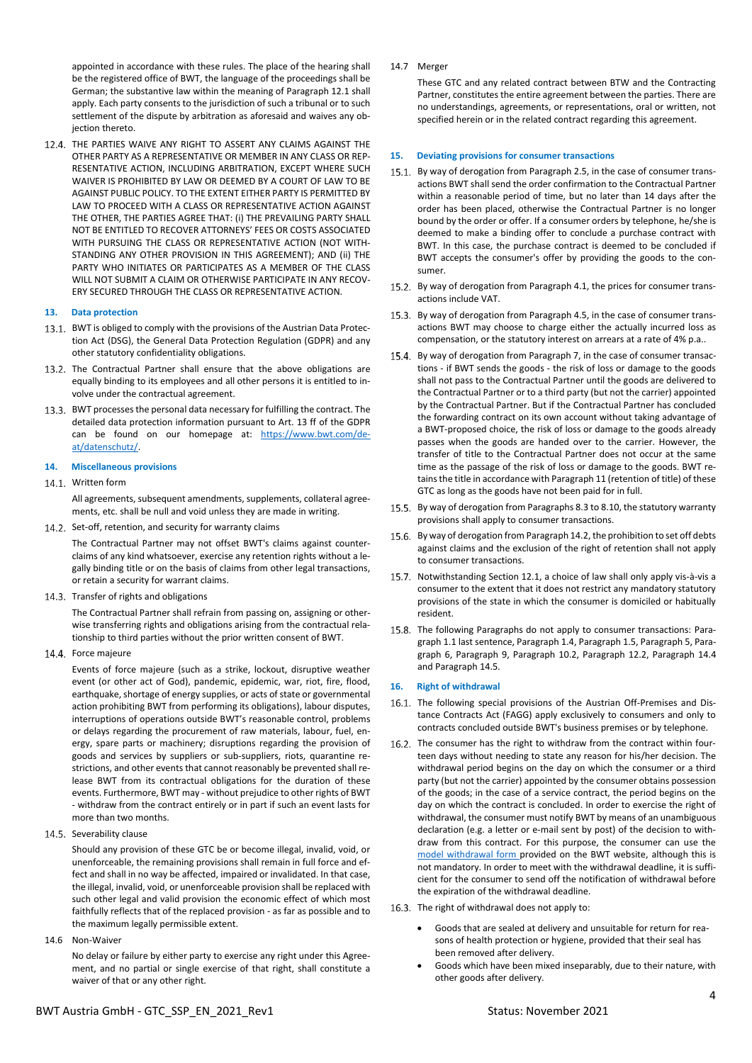appointed in accordance with these rules. The place of the hearing shall be the registered office of BWT, the language of the proceedings shall be German; the substantive law within the meaning of Paragraph 12.1 shall apply. Each party consents to the jurisdiction of such a tribunal or to such settlement of the dispute by arbitration as aforesaid and waives any objection thereto.

12.4. THE PARTIES WAIVE ANY RIGHT TO ASSERT ANY CLAIMS AGAINST THE OTHER PARTY AS A REPRESENTATIVE OR MEMBER IN ANY CLASS OR REPRESENTATIVE ACTION, INCLUDING ARBITRATION, EXCEPT WHERE SUCH WAIVER IS PROHIBITED BY LAW OR DEEMED BY A COURT OF LAW TO BE AGAINST PUBLIC POLICY. TO THE EXTENT EITHER PARTY IS PERMITTED BY LAW TO PROCEED WITH A CLASS OR REPRESENTATIVE ACTION AGAINST THE OTHER, THE PARTIES AGREE THAT: (i) THE PREVAILING PARTY SHALL NOT BE ENTITLED TO RECOVER ATTORNEYS' FEES OR COSTS ASSOCIATED WITH PURSUING THE CLASS OR REPRESENTATIVE ACTION (NOT WITHSTANDING ANY OTHER PROVISION IN THIS AGREEMENT); AND (ii) THE PARTY WHO INITIATES OR PARTICIPATES AS A MEMBER OF THE CLASS WILL NOT SUBMIT A CLAIM OR OTHERWISE PARTICIPATE IN ANY RECOVERY SECURED THROUGH THE CLASS OR REPRESENTATIVE ACTION.

## 13. Data protection

13.1. BWT is obliged to comply with the provisions of the Austrian Data Protection Act (DSG), the General Data Protection Regulation (GDPR) and any other statutory confidentiality obligations.

13.2. The Contractual Partner shall ensure that the above obligations are equally binding to its employees and all other persons it is entitled to involve under the contractual agreement.

13.3. BWT processes the personal data necessary for fulfilling the contract. The detailed data protection information pursuant to Art. 13 ff of the GDPR can be found on our homepage at: https://www.bwt.com/de-at/datenschutz/.

## 14. Miscellaneous provisions

14.1. Written form

All agreements, subsequent amendments, supplements, collateral agreements, etc. shall be null and void unless they are made in writing.

14.2. Set-off, retention, and security for warranty claims

The Contractual Partner may not offset BWT's claims against counterclaims of any kind whatsoever, exercise any retention rights without a legally binding title or on the basis of claims from other legal transactions, or retain a security for warrant claims.

14.3. Transfer of rights and obligations

The Contractual Partner shall refrain from passing on, assigning or otherwise transferring rights and obligations arising from the contractual relationship to third parties without the prior written consent of BWT.

14.4. Force majeure

Events of force majeure (such as a strike, lockout, disruptive weather event (or other act of God), pandemic, epidemic, war, riot, fire, flood, earthquake, shortage of energy supplies, or acts of state or governmental action prohibiting BWT from performing its obligations), labour disputes, interruptions of operations outside BWT's reasonable control, problems or delays regarding the procurement of raw materials, labour, fuel, energy, spare parts or machinery; disruptions regarding the provision of goods and services by suppliers or sub-suppliers, riots, quarantine restrictions, and other events that cannot reasonably be prevented shall release BWT from its contractual obligations for the duration of these events. Furthermore, BWT may - without prejudice to other rights of BWT - withdraw from the contract entirely or in part if such an event lasts for more than two months.

14.5. Severability clause

Should any provision of these GTC be or become illegal, invalid, void, or unenforceable, the remaining provisions shall remain in full force and effect and shall in no way be affected, impaired or invalidated. In that case, the illegal, invalid, void, or unenforceable provision shall be replaced with such other legal and valid provision the economic effect of which most faithfully reflects that of the replaced provision - as far as possible and to the maximum legally permissible extent.

14.6 Non-Waiver

No delay or failure by either party to exercise any right under this Agreement, and no partial or single exercise of that right, shall constitute a waiver of that or any other right.

14.7 Merger

These GTC and any related contract between BTW and the Contracting Partner, constitutes the entire agreement between the parties. There are no understandings, agreements, or representations, oral or written, not specified herein or in the related contract regarding this agreement.

## 15. Deviating provisions for consumer transactions

15.1. By way of derogation from Paragraph 2.5, in the case of consumer transactions BWT shall send the order confirmation to the Contractual Partner within a reasonable period of time, but no later than 14 days after the order has been placed, otherwise the Contractual Partner is no longer bound by the order or offer. If a consumer orders by telephone, he/she is deemed to make a binding offer to conclude a purchase contract with BWT. In this case, the purchase contract is deemed to be concluded if BWT accepts the consumer's offer by providing the goods to the consumer.

15.2. By way of derogation from Paragraph 4.1, the prices for consumer transactions include VAT.

15.3. By way of derogation from Paragraph 4.5, in the case of consumer transactions BWT may choose to charge either the actually incurred loss as compensation, or the statutory interest on arrears at a rate of 4% p.a..

15.4. By way of derogation from Paragraph 7, in the case of consumer transactions - if BWT sends the goods - the risk of loss or damage to the goods shall not pass to the Contractual Partner until the goods are delivered to the Contractual Partner or to a third party (but not the carrier) appointed by the Contractual Partner. But if the Contractual Partner has concluded the forwarding contract on its own account without taking advantage of a BWT-proposed choice, the risk of loss or damage to the goods already passes when the goods are handed over to the carrier. However, the transfer of title to the Contractual Partner does not occur at the same time as the passage of the risk of loss or damage to the goods. BWT retains the title in accordance with Paragraph 11 (retention of title) of these GTC as long as the goods have not been paid for in full.

15.5. By way of derogation from Paragraphs 8.3 to 8.10, the statutory warranty provisions shall apply to consumer transactions.

15.6. By way of derogation from Paragraph 14.2, the prohibition to set off debts against claims and the exclusion of the right of retention shall not apply to consumer transactions.

15.7. Notwithstanding Section 12.1, a choice of law shall only apply vis-à-vis a consumer to the extent that it does not restrict any mandatory statutory provisions of the state in which the consumer is domiciled or habitually resident.

15.8. The following Paragraphs do not apply to consumer transactions: Paragraph 1.1 last sentence, Paragraph 1.4, Paragraph 1.5, Paragraph 5, Paragraph 6, Paragraph 9, Paragraph 10.2, Paragraph 12.2, Paragraph 14.4 and Paragraph 14.5.

## 16. Right of withdrawal

16.1. The following special provisions of the Austrian Off-Premises and Distance Contracts Act (FAGG) apply exclusively to consumers and only to contracts concluded outside BWT's business premises or by telephone.

16.2. The consumer has the right to withdraw from the contract within fourteen days without needing to state any reason for his/her decision. The withdrawal period begins on the day on which the consumer or a third party (but not the carrier) appointed by the consumer obtains possession of the goods; in the case of a service contract, the period begins on the day on which the contract is concluded. In order to exercise the right of withdrawal, the consumer must notify BWT by means of an unambiguous declaration (e.g. a letter or e-mail sent by post) of the decision to withdraw from this contract. For this purpose, the consumer can use the model withdrawal form provided on the BWT website, although this is not mandatory. In order to meet with the withdrawal deadline, it is sufficient for the consumer to send off the notification of withdrawal before the expiration of the withdrawal deadline.

16.3. The right of withdrawal does not apply to:

- Goods that are sealed at delivery and unsuitable for return for reasons of health protection or hygiene, provided that their seal has been removed after delivery.
- Goods which have been mixed inseparably, due to their nature, with other goods after delivery.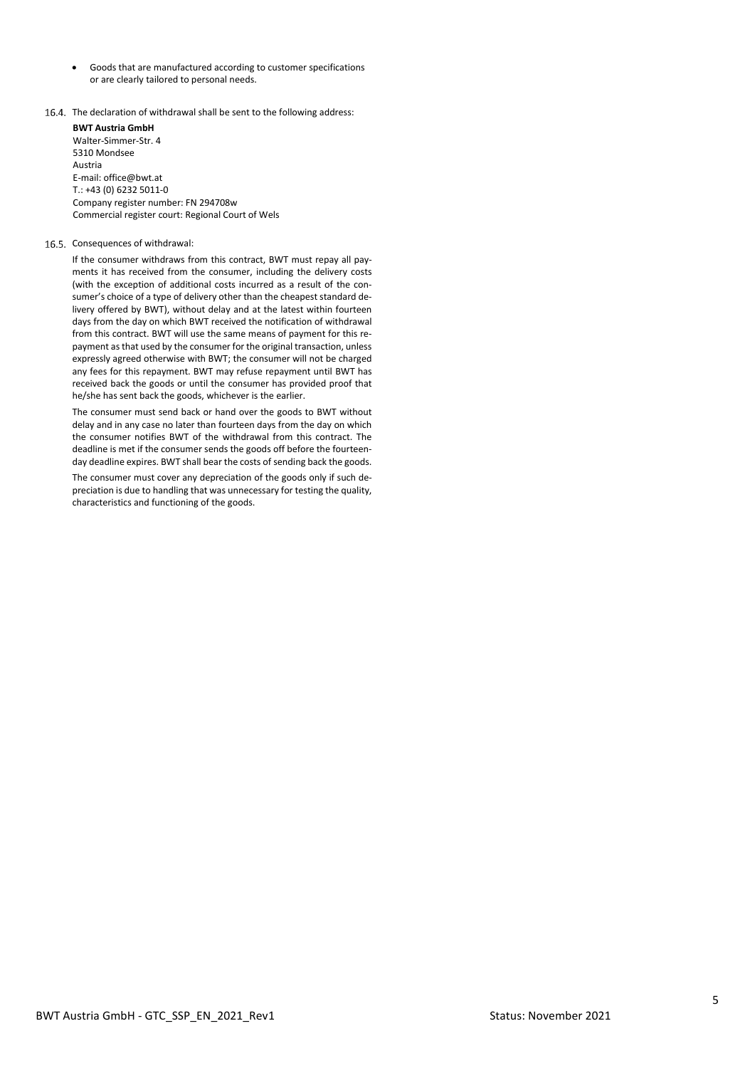- Goods that are manufactured according to customer specifications or are clearly tailored to personal needs.

16.4. The declaration of withdrawal shall be sent to the following address:

**BWT Austria GmbH**
Walter-Simmer-Str. 4
5310 Mondsee
Austria
E-mail: office@bwt.at
T.: +43 (0) 6232 5011-0
Company register number: FN 294708w
Commercial register court: Regional Court of Wels

16.5. Consequences of withdrawal:

If the consumer withdraws from this contract, BWT must repay all payments it has received from the consumer, including the delivery costs (with the exception of additional costs incurred as a result of the consumer's choice of a type of delivery other than the cheapest standard delivery offered by BWT), without delay and at the latest within fourteen days from the day on which BWT received the notification of withdrawal from this contract. BWT will use the same means of payment for this repayment as that used by the consumer for the original transaction, unless expressly agreed otherwise with BWT; the consumer will not be charged any fees for this repayment. BWT may refuse repayment until BWT has received back the goods or until the consumer has provided proof that he/she has sent back the goods, whichever is the earlier.

The consumer must send back or hand over the goods to BWT without delay and in any case no later than fourteen days from the day on which the consumer notifies BWT of the withdrawal from this contract. The deadline is met if the consumer sends the goods off before the fourteen-day deadline expires. BWT shall bear the costs of sending back the goods.

The consumer must cover any depreciation of the goods only if such depreciation is due to handling that was unnecessary for testing the quality, characteristics and functioning of the goods.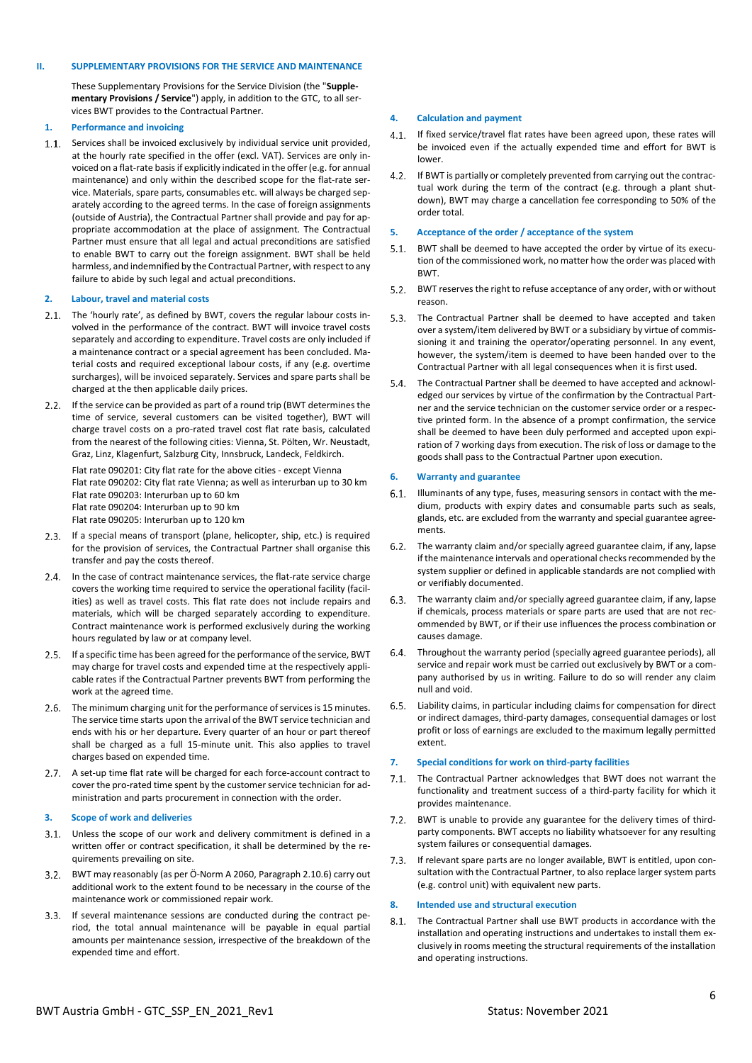## II. SUPPLEMENTARY PROVISIONS FOR THE SERVICE AND MAINTENANCE

These Supplementary Provisions for the Service Division (the "**Supplementary Provisions / Service**") apply, in addition to the GTC, to all services BWT provides to the Contractual Partner.

### 1. Performance and invoicing

1.1. Services shall be invoiced exclusively by individual service unit provided, at the hourly rate specified in the offer (excl. VAT). Services are only invoiced on a flat-rate basis if explicitly indicated in the offer (e.g. for annual maintenance) and only within the described scope for the flat-rate service. Materials, spare parts, consumables etc. will always be charged separately according to the agreed terms. In the case of foreign assignments (outside of Austria), the Contractual Partner shall provide and pay for appropriate accommodation at the place of assignment. The Contractual Partner must ensure that all legal and actual preconditions are satisfied to enable BWT to carry out the foreign assignment. BWT shall be held harmless, and indemnified by the Contractual Partner, with respect to any failure to abide by such legal and actual preconditions.

### 2. Labour, travel and material costs

2.1. The 'hourly rate', as defined by BWT, covers the regular labour costs involved in the performance of the contract. BWT will invoice travel costs separately and according to expenditure. Travel costs are only included if a maintenance contract or a special agreement has been concluded. Material costs and required exceptional labour costs, if any (e.g. overtime surcharges), will be invoiced separately. Services and spare parts shall be charged at the then applicable daily prices.

2.2. If the service can be provided as part of a round trip (BWT determines the time of service, several customers can be visited together), BWT will charge travel costs on a pro-rated travel cost flat rate basis, calculated from the nearest of the following cities: Vienna, St. Pölten, Wr. Neustadt, Graz, Linz, Klagenfurt, Salzburg City, Innsbruck, Landeck, Feldkirch.

Flat rate 090201: City flat rate for the above cities - except Vienna
Flat rate 090202: City flat rate Vienna; as well as interurban up to 30 km
Flat rate 090203: Interurban up to 60 km
Flat rate 090204: Interurban up to 90 km
Flat rate 090205: Interurban up to 120 km

2.3. If a special means of transport (plane, helicopter, ship, etc.) is required for the provision of services, the Contractual Partner shall organise this transfer and pay the costs thereof.

2.4. In the case of contract maintenance services, the flat-rate service charge covers the working time required to service the operational facility (facilities) as well as travel costs. This flat rate does not include repairs and materials, which will be charged separately according to expenditure. Contract maintenance work is performed exclusively during the working hours regulated by law or at company level.

2.5. If a specific time has been agreed for the performance of the service, BWT may charge for travel costs and expended time at the respectively applicable rates if the Contractual Partner prevents BWT from performing the work at the agreed time.

2.6. The minimum charging unit for the performance of services is 15 minutes. The service time starts upon the arrival of the BWT service technician and ends with his or her departure. Every quarter of an hour or part thereof shall be charged as a full 15-minute unit. This also applies to travel charges based on expended time.

2.7. A set-up time flat rate will be charged for each force-account contract to cover the pro-rated time spent by the customer service technician for administration and parts procurement in connection with the order.

### 3. Scope of work and deliveries

3.1. Unless the scope of our work and delivery commitment is defined in a written offer or contract specification, it shall be determined by the requirements prevailing on site.

3.2. BWT may reasonably (as per Ö-Norm A 2060, Paragraph 2.10.6) carry out additional work to the extent found to be necessary in the course of the maintenance work or commissioned repair work.

3.3. If several maintenance sessions are conducted during the contract period, the total annual maintenance will be payable in equal partial amounts per maintenance session, irrespective of the breakdown of the expended time and effort.

### 4. Calculation and payment

4.1. If fixed service/travel flat rates have been agreed upon, these rates will be invoiced even if the actually expended time and effort for BWT is lower.

4.2. If BWT is partially or completely prevented from carrying out the contractual work during the term of the contract (e.g. through a plant shutdown), BWT may charge a cancellation fee corresponding to 50% of the order total.

### 5. Acceptance of the order / acceptance of the system

5.1. BWT shall be deemed to have accepted the order by virtue of its execution of the commissioned work, no matter how the order was placed with BWT.

5.2. BWT reserves the right to refuse acceptance of any order, with or without reason.

5.3. The Contractual Partner shall be deemed to have accepted and taken over a system/item delivered by BWT or a subsidiary by virtue of commissioning it and training the operator/operating personnel. In any event, however, the system/item is deemed to have been handed over to the Contractual Partner with all legal consequences when it is first used.

5.4. The Contractual Partner shall be deemed to have accepted and acknowledged our services by virtue of the confirmation by the Contractual Partner and the service technician on the customer service order or a respective printed form. In the absence of a prompt confirmation, the service shall be deemed to have been duly performed and accepted upon expiration of 7 working days from execution. The risk of loss or damage to the goods shall pass to the Contractual Partner upon execution.

### 6. Warranty and guarantee

6.1. Illuminants of any type, fuses, measuring sensors in contact with the medium, products with expiry dates and consumable parts such as seals, glands, etc. are excluded from the warranty and special guarantee agreements.

6.2. The warranty claim and/or specially agreed guarantee claim, if any, lapse if the maintenance intervals and operational checks recommended by the system supplier or defined in applicable standards are not complied with or verifiably documented.

6.3. The warranty claim and/or specially agreed guarantee claim, if any, lapse if chemicals, process materials or spare parts are used that are not recommended by BWT, or if their use influences the process combination or causes damage.

6.4. Throughout the warranty period (specially agreed guarantee periods), all service and repair work must be carried out exclusively by BWT or a company authorised by us in writing. Failure to do so will render any claim null and void.

6.5. Liability claims, in particular including claims for compensation for direct or indirect damages, third-party damages, consequential damages or lost profit or loss of earnings are excluded to the maximum legally permitted extent.

### 7. Special conditions for work on third-party facilities

7.1. The Contractual Partner acknowledges that BWT does not warrant the functionality and treatment success of a third-party facility for which it provides maintenance.

7.2. BWT is unable to provide any guarantee for the delivery times of third-party components. BWT accepts no liability whatsoever for any resulting system failures or consequential damages.

7.3. If relevant spare parts are no longer available, BWT is entitled, upon consultation with the Contractual Partner, to also replace larger system parts (e.g. control unit) with equivalent new parts.

### 8. Intended use and structural execution

8.1. The Contractual Partner shall use BWT products in accordance with the installation and operating instructions and undertakes to install them exclusively in rooms meeting the structural requirements of the installation and operating instructions.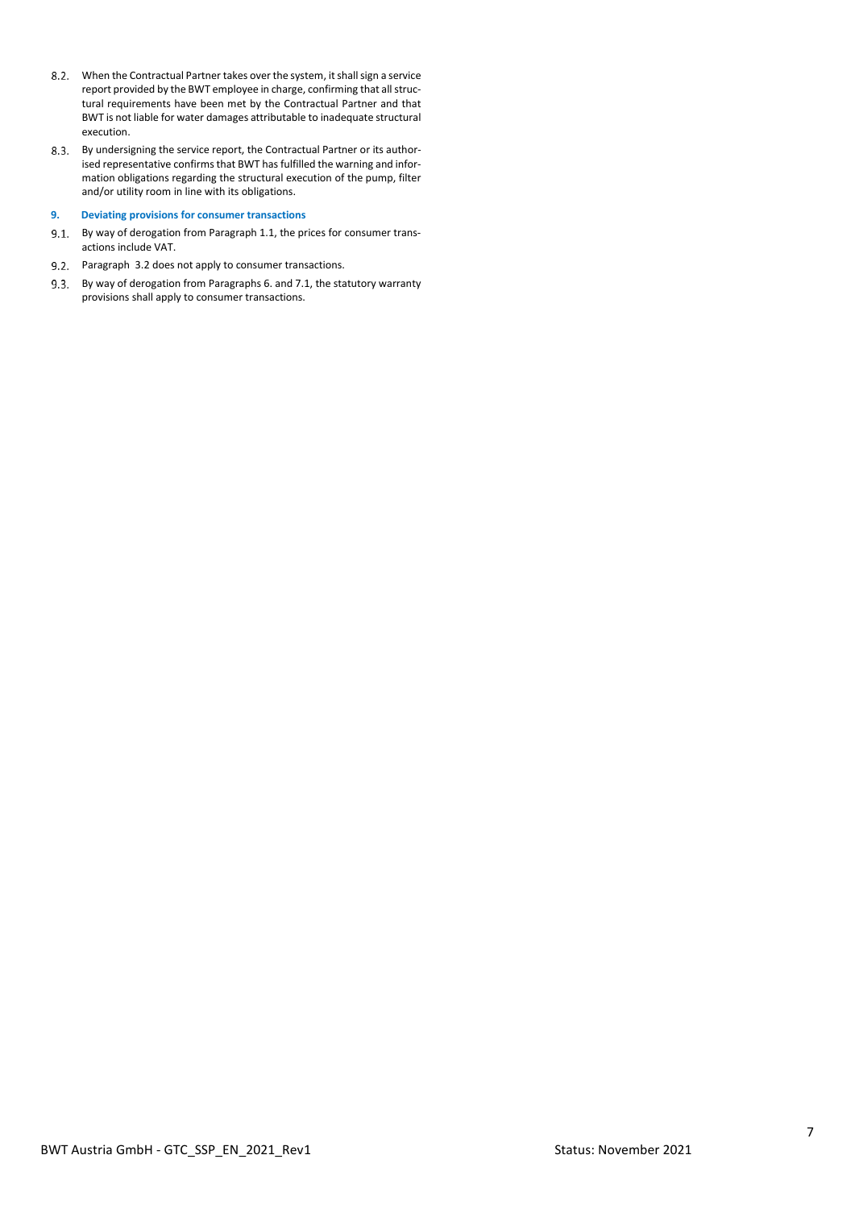8.2. When the Contractual Partner takes over the system, it shall sign a service report provided by the BWT employee in charge, confirming that all structural requirements have been met by the Contractual Partner and that BWT is not liable for water damages attributable to inadequate structural execution.

8.3. By undersigning the service report, the Contractual Partner or its authorised representative confirms that BWT has fulfilled the warning and information obligations regarding the structural execution of the pump, filter and/or utility room in line with its obligations.

## 9. Deviating provisions for consumer transactions

9.1. By way of derogation from Paragraph 1.1, the prices for consumer transactions include VAT.

9.2. Paragraph 3.2 does not apply to consumer transactions.

9.3. By way of derogation from Paragraphs 6. and 7.1, the statutory warranty provisions shall apply to consumer transactions.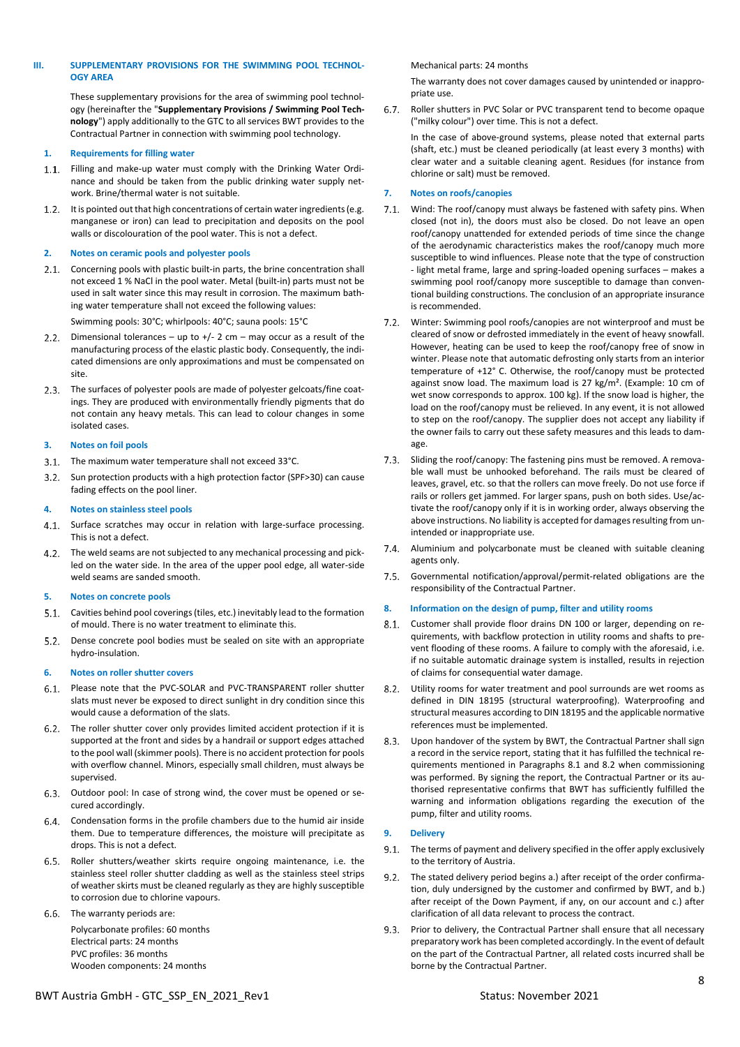## III. SUPPLEMENTARY PROVISIONS FOR THE SWIMMING POOL TECHNOLOGY AREA

These supplementary provisions for the area of swimming pool technology (hereinafter the "**Supplementary Provisions / Swimming Pool Technology**") apply additionally to the GTC to all services BWT provides to the Contractual Partner in connection with swimming pool technology.

### 1. Requirements for filling water

1.1. Filling and make-up water must comply with the Drinking Water Ordinance and should be taken from the public drinking water supply network. Brine/thermal water is not suitable.

1.2. It is pointed out that high concentrations of certain water ingredients (e.g. manganese or iron) can lead to precipitation and deposits on the pool walls or discolouration of the pool water. This is not a defect.

### 2. Notes on ceramic pools and polyester pools

2.1. Concerning pools with plastic built-in parts, the brine concentration shall not exceed 1 % NaCl in the pool water. Metal (built-in) parts must not be used in salt water since this may result in corrosion. The maximum bathing water temperature shall not exceed the following values:

Swimming pools: 30°C; whirlpools: 40°C; sauna pools: 15°C

2.2. Dimensional tolerances – up to +/- 2 cm – may occur as a result of the manufacturing process of the elastic plastic body. Consequently, the indicated dimensions are only approximations and must be compensated on site.

2.3. The surfaces of polyester pools are made of polyester gelcoats/fine coatings. They are produced with environmentally friendly pigments that do not contain any heavy metals. This can lead to colour changes in some isolated cases.

### 3. Notes on foil pools

3.1. The maximum water temperature shall not exceed 33°C.

3.2. Sun protection products with a high protection factor (SPF>30) can cause fading effects on the pool liner.

### 4. Notes on stainless steel pools

4.1. Surface scratches may occur in relation with large-surface processing. This is not a defect.

4.2. The weld seams are not subjected to any mechanical processing and pickled on the water side. In the area of the upper pool edge, all water-side weld seams are sanded smooth.

### 5. Notes on concrete pools

5.1. Cavities behind pool coverings (tiles, etc.) inevitably lead to the formation of mould. There is no water treatment to eliminate this.

5.2. Dense concrete pool bodies must be sealed on site with an appropriate hydro-insulation.

### 6. Notes on roller shutter covers

6.1. Please note that the PVC-SOLAR and PVC-TRANSPARENT roller shutter slats must never be exposed to direct sunlight in dry condition since this would cause a deformation of the slats.

6.2. The roller shutter cover only provides limited accident protection if it is supported at the front and sides by a handrail or support edges attached to the pool wall (skimmer pools). There is no accident protection for pools with overflow channel. Minors, especially small children, must always be supervised.

6.3. Outdoor pool: In case of strong wind, the cover must be opened or secured accordingly.

6.4. Condensation forms in the profile chambers due to the humid air inside them. Due to temperature differences, the moisture will precipitate as drops. This is not a defect.

6.5. Roller shutters/weather skirts require ongoing maintenance, i.e. the stainless steel roller shutter cladding as well as the stainless steel strips of weather skirts must be cleaned regularly as they are highly susceptible to corrosion due to chlorine vapours.

6.6. The warranty periods are:

Polycarbonate profiles: 60 months
Electrical parts: 24 months
PVC profiles: 36 months
Wooden components: 24 months
Mechanical parts: 24 months

The warranty does not cover damages caused by unintended or inappropriate use.

6.7. Roller shutters in PVC Solar or PVC transparent tend to become opaque ("milky colour") over time. This is not a defect.

In the case of above-ground systems, please noted that external parts (shaft, etc.) must be cleaned periodically (at least every 3 months) with clear water and a suitable cleaning agent. Residues (for instance from chlorine or salt) must be removed.

### 7. Notes on roofs/canopies

7.1. Wind: The roof/canopy must always be fastened with safety pins. When closed (not in), the doors must also be closed. Do not leave an open roof/canopy unattended for extended periods of time since the change of the aerodynamic characteristics makes the roof/canopy much more susceptible to wind influences. Please note that the type of construction - light metal frame, large and spring-loaded opening surfaces – makes a swimming pool roof/canopy more susceptible to damage than conventional building constructions. The conclusion of an appropriate insurance is recommended.

7.2. Winter: Swimming pool roofs/canopies are not winterproof and must be cleared of snow or defrosted immediately in the event of heavy snowfall. However, heating can be used to keep the roof/canopy free of snow in winter. Please note that automatic defrosting only starts from an interior temperature of +12° C. Otherwise, the roof/canopy must be protected against snow load. The maximum load is 27 kg/m². (Example: 10 cm of wet snow corresponds to approx. 100 kg). If the snow load is higher, the load on the roof/canopy must be relieved. In any event, it is not allowed to step on the roof/canopy. The supplier does not accept any liability if the owner fails to carry out these safety measures and this leads to damage.

7.3. Sliding the roof/canopy: The fastening pins must be removed. A removable wall must be unhooked beforehand. The rails must be cleared of leaves, gravel, etc. so that the rollers can move freely. Do not use force if rails or rollers get jammed. For larger spans, push on both sides. Use/activate the roof/canopy only if it is in working order, always observing the above instructions. No liability is accepted for damages resulting from unintended or inappropriate use.

7.4. Aluminium and polycarbonate must be cleaned with suitable cleaning agents only.

7.5. Governmental notification/approval/permit-related obligations are the responsibility of the Contractual Partner.

### 8. Information on the design of pump, filter and utility rooms

8.1. Customer shall provide floor drains DN 100 or larger, depending on requirements, with backflow protection in utility rooms and shafts to prevent flooding of these rooms. A failure to comply with the aforesaid, i.e. if no suitable automatic drainage system is installed, results in rejection of claims for consequential water damage.

8.2. Utility rooms for water treatment and pool surrounds are wet rooms as defined in DIN 18195 (structural waterproofing). Waterproofing and structural measures according to DIN 18195 and the applicable normative references must be implemented.

8.3. Upon handover of the system by BWT, the Contractual Partner shall sign a record in the service report, stating that it has fulfilled the technical requirements mentioned in Paragraphs 8.1 and 8.2 when commissioning was performed. By signing the report, the Contractual Partner or its authorised representative confirms that BWT has sufficiently fulfilled the warning and information obligations regarding the execution of the pump, filter and utility rooms.

### 9. Delivery

9.1. The terms of payment and delivery specified in the offer apply exclusively to the territory of Austria.

9.2. The stated delivery period begins a.) after receipt of the order confirmation, duly undersigned by the customer and confirmed by BWT, and b.) after receipt of the Down Payment, if any, on our account and c.) after clarification of all data relevant to process the contract.

9.3. Prior to delivery, the Contractual Partner shall ensure that all necessary preparatory work has been completed accordingly. In the event of default on the part of the Contractual Partner, all related costs incurred shall be borne by the Contractual Partner.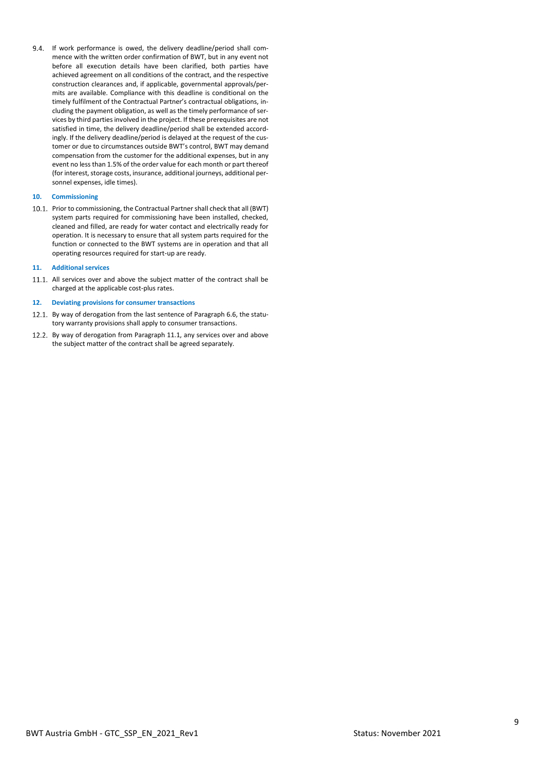9.4. If work performance is owed, the delivery deadline/period shall commence with the written order confirmation of BWT, but in any event not before all execution details have been clarified, both parties have achieved agreement on all conditions of the contract, and the respective construction clearances and, if applicable, governmental approvals/permits are available. Compliance with this deadline is conditional on the timely fulfilment of the Contractual Partner's contractual obligations, including the payment obligation, as well as the timely performance of services by third parties involved in the project. If these prerequisites are not satisfied in time, the delivery deadline/period shall be extended accordingly. If the delivery deadline/period is delayed at the request of the customer or due to circumstances outside BWT's control, BWT may demand compensation from the customer for the additional expenses, but in any event no less than 1.5% of the order value for each month or part thereof (for interest, storage costs, insurance, additional journeys, additional personnel expenses, idle times).

## 10. Commissioning

10.1. Prior to commissioning, the Contractual Partner shall check that all (BWT) system parts required for commissioning have been installed, checked, cleaned and filled, are ready for water contact and electrically ready for operation. It is necessary to ensure that all system parts required for the function or connected to the BWT systems are in operation and that all operating resources required for start-up are ready.

## 11. Additional services

11.1. All services over and above the subject matter of the contract shall be charged at the applicable cost-plus rates.

## 12. Deviating provisions for consumer transactions

12.1. By way of derogation from the last sentence of Paragraph 6.6, the statutory warranty provisions shall apply to consumer transactions.

12.2. By way of derogation from Paragraph 11.1, any services over and above the subject matter of the contract shall be agreed separately.